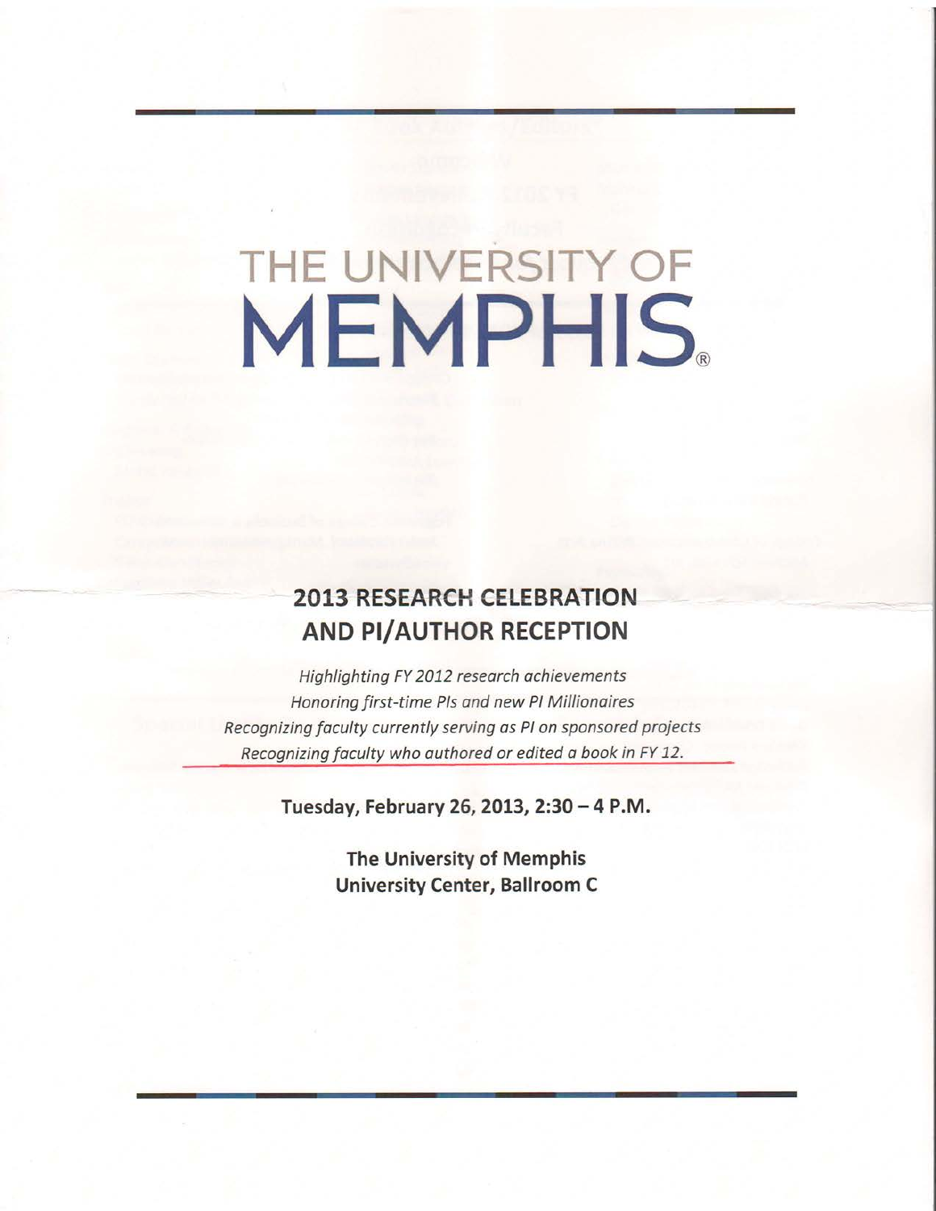# THE UNIVERSITY OF MEMPHIS®

## 2013 RESEARCH CELEBRATION AND PI/AUTHOR RECEPTION

*Highlighting FY 2012 research achievements*

*Honoring first-time PIs and new PI Millionaires*

*Recognizing faculty currently serving as PI on sponsored projects*

*Recognizing faculty who authored or edited a book in FY 12.*

**Tuesday, February 26, 2013, 2:30 – 4 P.M.**

**The University of Memphis**
**University Center, Ballroom C**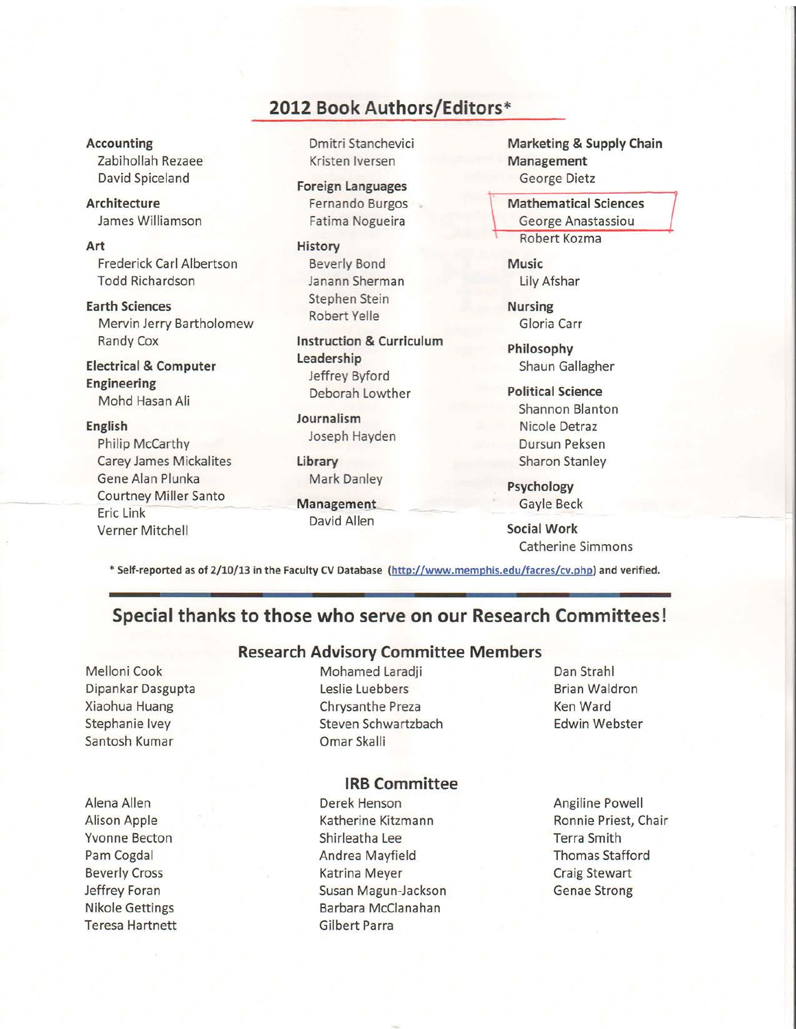## 2012 Book Authors/Editors*

**Accounting**
- Zabihollah Rezaee
- David Spiceland

**Architecture**
- James Williamson

**Art**
- Frederick Carl Albertson
- Todd Richardson

**Earth Sciences**
- Mervin Jerry Bartholomew
- Randy Cox

**Electrical & Computer Engineering**
- Mohd Hasan Ali

**English**
- Philip McCarthy
- Carey James Mickalites
- Gene Alan Plunka
- Courtney Miller Santo
- Eric Link
- Verner Mitchell
- Dmitri Stanchevici
- Kristen Iversen

**Foreign Languages**
- Fernando Burgos
- Fatima Nogueira

**History**
- Beverly Bond
- Janann Sherman
- Stephen Stein
- Robert Yelle

**Instruction & Curriculum Leadership**
- Jeffrey Byford
- Deborah Lowther

**Journalism**
- Joseph Hayden

**Library**
- Mark Danley

**Management**
- David Allen

**Marketing & Supply Chain Management**
- George Dietz

**Mathematical Sciences**
- George Anastassiou
- Robert Kozma

**Music**
- Lily Afshar

**Nursing**
- Gloria Carr

**Philosophy**
- Shaun Gallagher

**Political Science**
- Shannon Blanton
- Nicole Detraz
- Dursun Peksen
- Sharon Stanley

**Psychology**
- Gayle Beck

**Social Work**
- Catherine Simmons

\* Self-reported as of 2/10/13 in the Faculty CV Database (http://www.memphis.edu/facres/cv.php) and verified.

## Special thanks to those who serve on our Research Committees!

### Research Advisory Committee Members

- Melloni Cook
- Dipankar Dasgupta
- Xiaohua Huang
- Stephanie Ivey
- Santosh Kumar
- Mohamed Laradji
- Leslie Luebbers
- Chrysanthe Preza
- Steven Schwartzbach
- Omar Skalli
- Dan Strahl
- Brian Waldron
- Ken Ward
- Edwin Webster

### IRB Committee

- Alena Allen
- Alison Apple
- Yvonne Becton
- Pam Cogdal
- Beverly Cross
- Jeffrey Foran
- Nikole Gettings
- Teresa Hartnett
- Derek Henson
- Katherine Kitzmann
- Shirleatha Lee
- Andrea Mayfield
- Katrina Meyer
- Susan Magun-Jackson
- Barbara McClanahan
- Gilbert Parra
- Angiline Powell
- Ronnie Priest, Chair
- Terra Smith
- Thomas Stafford
- Craig Stewart
- Genae Strong